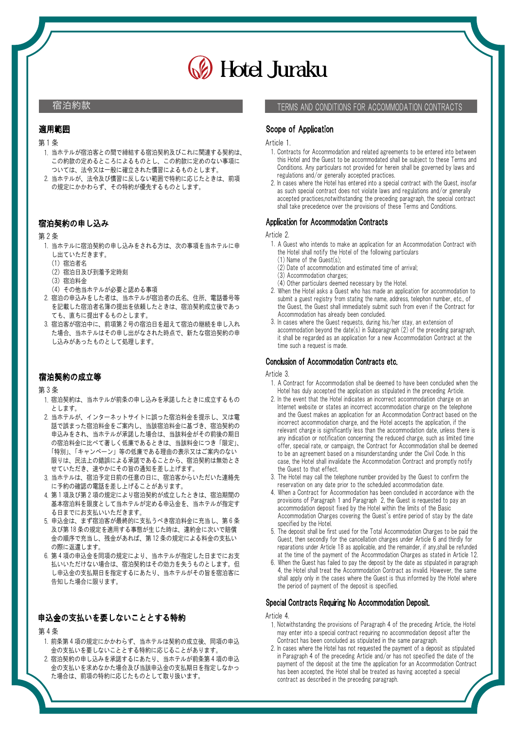# Hotel Juraku

## 宿泊約款

### 適用範囲

第１条

1. 当ホテルが宿泊客との間で締結する宿泊契約及びこれに関連する契約は、この約款の定めるところによるものとし、この約款に定めのない事項については、法令又は一般に確立された慣習によるものとします。
2. 当ホテルが、法令及び慣習に反しない範囲で特約に応じたときは、前項の規定にかかわらず、その特約が優先するものとします。

### 宿泊契約の申し込み

第２条

1. 当ホテルに宿泊契約の申し込みをされる方は、次の事項を当ホテルに申し出ていただきます。
   (1) 宿泊者名
   (2) 宿泊日及び到着予定時刻
   (3) 宿泊料金
   (4) その他当ホテルが必要と認める事項
2. 宿泊の申込みをした者は、当ホテルが宿泊者の氏名、住所、電話番号等を記載した宿泊者名簿の提出を依頼したときは、宿泊契約成立後であっても、直ちに提出するものとします。
3. 宿泊客が宿泊中に、前項第２号の宿泊日を超えて宿泊の継続を申し入れた場合、当ホテルはその申し出がなされた時点で、新たな宿泊契約の申し込みがあったものとして処理します。

### 宿泊契約の成立等

第３条

1. 宿泊契約は、当ホテルが前条の申し込みを承諾したときに成立するものとします。
2. 当ホテルが、インターネットサイトに誤った宿泊料金を提示し、又は電話で誤まった宿泊料金をご案内し、当該宿泊料金に基づき、宿泊契約の申込みをされ、当ホテルが承諾した場合は、当該料金がその前後の期日の宿泊料金に比べて著しく低廉であるときは、当該料金につき「限定」、「特別」、「キャンペーン」等の低廉である理由の表示又はご案内のない限りは、民法上の錯誤による承諾であることから、宿泊契約は無効とさせていただき、速やかにその旨の通知を差し上げます。
3. 当ホテルは、宿泊予定日前の任意の日に、宿泊客からいただいた連絡先に予約の確認の電話を差し上げることがあります。
4. 第１項及び第２項の規定により宿泊契約が成立したときは、宿泊期間の基本宿泊料を限度として当ホテルが定める申込金を、当ホテルが指定する日までにお支払いいただきます。
5. 申込金は、まず宿泊客が最終的に支払うべき宿泊料金に充当し、第６条及び第18条の規定を適用する事態が生じた時は、違約金に次いで賠償金の順序で充当し、残金があれば、第12条の規定による料金の支払いの際に返還します。
6. 第４項の申込金を同項の規定により、当ホテルが指定した日までにお支払いいただけない場合は、宿泊契約はその効力を失うものとします。但し申込金の支払期日を指定するにあたり、当ホテルがその旨を宿泊客に告知した場合に限ります。

### 申込金の支払いを要しないこととする特約

第４条

1. 前条第４項の規定にかかわらず、当ホテルは契約の成立後、同項の申込金の支払いを要しないこととする特約に応じることがあります。
2. 宿泊契約の申込みを承諾するにあたり、当ホテルが前条第４項の申込金の支払いを求めなかた場合及び当該申込金の支払期日を指定しなかった場合は、前項の特約に応じたものとして取り扱います。

## TERMS AND CONDITIONS FOR ACCOMMODATION CONTRACTS

### Scope of Application

Article 1.

1. Contracts for Accommodation and related agreements to be entered into between this Hotel and the Guest to be accommodated shall be subject to these Terms and Conditions. Any particulars not provided for herein shall be governed by laws and regulations and/or generally accepted practices.
2. In cases where the Hotel has entered into a special contract with the Guest, insofar as such special contract does not violate laws and regulations and/or generally accepted practices,notwithstanding the preceding paragraph, the special contract shall take precedence over the provisions of these Terms and Conditions.

### Application for Accommodation Contracts

Article 2.

1. A Guest who intends to make an application for an Accommodation Contract with the Hotel shall notify the Hotel of the following particulars
   (1) Name of the Guest(s);
   (2) Date of accommodation and estimated time of arrival;
   (3) Accommodation charges;
   (4) Other particulars deemed necessary by the Hotel.
2. When the Hotel asks a Guest who has made an application for accommodation to submit a guest registry from stating the name, address, telephon number, etc., of the Guest, the Guest shall immediately submit such from even if the Contract for Accommodation has already been concluded.
3. In cases where the Guest requests, during his/her stay, an extension of accommodation beyond the date(s) in Subparagraph (2) of the preceding paragraph, it shall be regarded as an application for a new Accommodation Contract at the time such a request is made.

### Conclusion of Accommodation Contracts etc.

Article 3.

1. A Contract for Accommodation shall be deemed to have been concluded when the Hotel has duly accepted the application as stipulated in the preceding Article.
2. In the event that the Hotel indicates an incorrect accommodation charge on an Internet website or states an incorrect accommodation charge on the telephone and the Guest makes an application for an Accommodation Contract based on the incorrect accommodation charge, and the Hotel accepts the application, if the relevant charge is significantly less than the accommodation date, unless there is any indication or notification concerning the reduced charge, such as limited time offer, special rate, or campaign, the Contract for Accommodation shall be deemed to be an agreement based on a misunderstanding under the Civil Code. In this case, the Hotel shall invalidate the Accommodation Contract and promptly notify the Guest to that effect.
3. The Hotel may call the telephone number provided by the Guest to confirm the reservation on any date prior to the scheduled accommodation date.
4. When a Contract for Accommodation has been concluded in accordance with the provisions of Paragraph 1 and Paragraph 2, the Guest is requested to pay an accommodation deposit fixed by the Hotel within the limits of the Basic Accommodation Charges covering the Guest`s entire period of stay by the date specified by the Hotel.
5. The deposit shall be first used for the Total Accommodation Charges to be paid the Guest, then secondly for the cancellation charges under Article 6 and thirdly for reparations under Article 18 as applicable, and the remainder, if any,shall be refunded at the time of the payment of the Accommodation Charges as stated in Article 12.
6. When the Guest has failed to pay the deposit by the date as stipulated in paragraph 4, the Hotel shall treat the Accommodation Contract as invalid. However, the same shall apply only in the cases where the Guest is thus informed by the Hotel where the period of payment of the deposit is specified.

### Special Contracts Requiring No Accommodation Deposit.

Article 4.

1. Notwithstanding the provisions of Paragraph 4 of the preceding Article, the Hotel may enter into a special contract requiring no accommodation deposit after the Contract has been concluded as stipulated in the same paragraph.
2. In cases where the Hotel has not requested the payment of a deposit as stipulated in Paragraph 4 of the preceding Article and/or has not specified the date of the payment of the deposit at the time the application for an Accommodation Contract has been accepted, the Hotel shall be treated as having accepted a special contract as described in the preceding paragraph.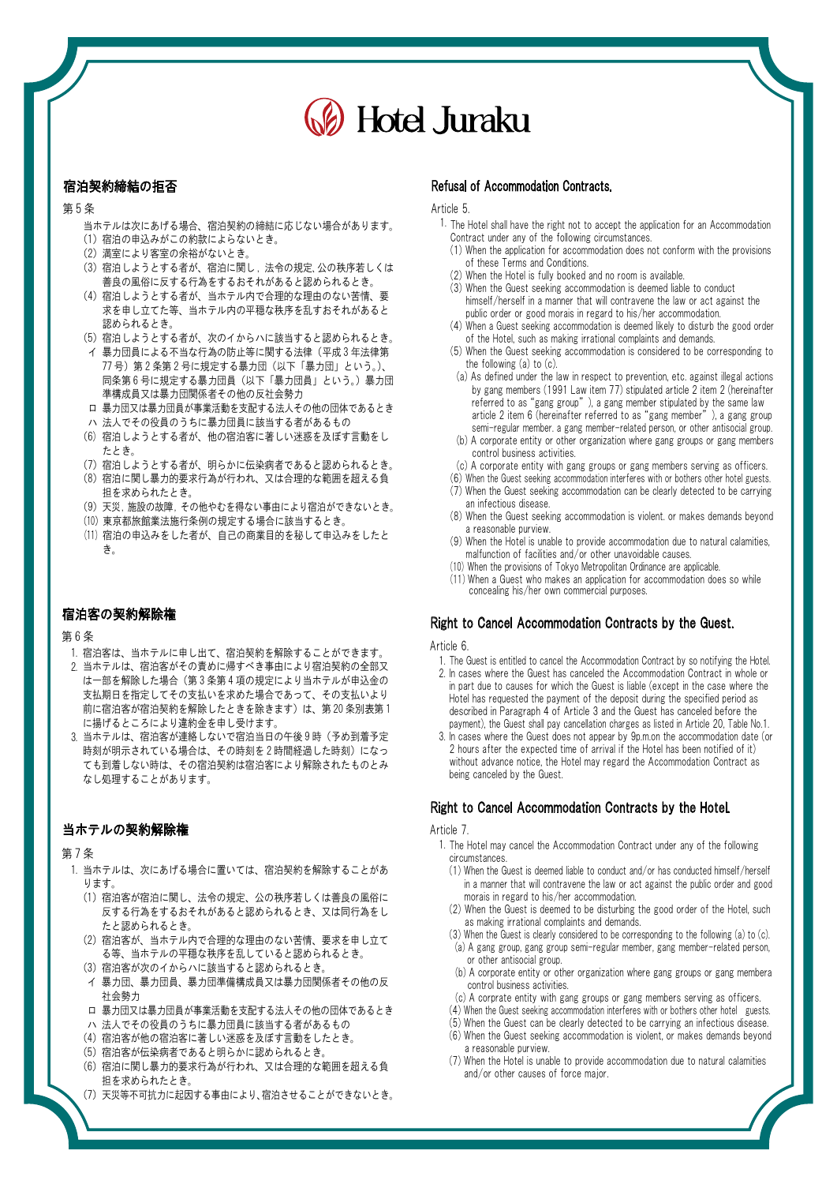# Hotel Juraku

## 宿泊契約締結の拒否

第５条

当ホテルは次にあげる場合、宿泊契約の締結に応じない場合があります。

(1) 宿泊の申込みがこの約款によらないとき。
(2) 満室により客室の余裕がないとき。
(3) 宿泊しようとする者が、宿泊に関し，法令の規定, 公の秩序若しくは善良の風俗に反する行為をするおそれがあると認められるとき。
(4) 宿泊しようとする者が、当ホテル内で合理的な理由のない苦情、要求を申し立て等、当ホテル内の平穏な秩序を乱すおそれがあると認められるとき。
(5) 宿泊しようとする者が、次のイからハに該当すると認められるとき。
 イ 暴力団員による不当な行為の防止等に関する法律（平成３年法律第77号）第２条第２号に規定する暴力団（以下「暴力団」という。)、同条第６号に規定する暴力団員（以下「暴力団員」という。）暴力団準構成員又は暴力団関係者その他の反社会勢力
 ロ 暴力団又は暴力団員が事業活動を支配する法人その他の団体であるとき
 ハ 法人でその役員のうちに暴力団員に該当する者があるもの
(6) 宿泊しようとする者が、他の宿泊客に著しい迷惑を及ぼす言動をしたとき。
(7) 宿泊しようとする者が、明らかに伝染病者であると認められるとき。
(8) 宿泊に関し暴力的要求行為が行われ、又は合理的な範囲を超える負担を求められたとき。
(9) 天災，施設の故障，その他やむを得ない事由により宿泊ができないとき。
(10) 東京都旅館業法施行条例の規定する場合に該当するとき。
(11) 宿泊の申込みをした者が、自己の商業目的を秘して申込みをしたとき。

## 宿泊客の契約解除権

第６条

1. 宿泊客は、当ホテルに申し出て、宿泊契約を解除することができます。
2. 当ホテルは、宿泊客がその責めに帰すべき事由により宿泊契約の全部又は一部を解除した場合（第３条第４項の規定により当ホテルが申込金の支払期日を指定してその支払いを求めた場合であって、その支払いより前に宿泊客が宿泊契約を解除したときを除きます）は、第20条別表第１に掲げるところにより違約金を申し受けます。
3. 当ホテルは、宿泊客が連絡しないで宿泊当日の午後９時（予め到着予定時刻が明示されている場合は、その時刻を２時間経過した時刻）になっても到着しない時は、その宿泊契約は宿泊客により解除されたものとみなし処理することがあります。

## 当ホテルの契約解除権

第７条

1. 当ホテルは、次にあげる場合に置いては、宿泊契約を解除することがあります。
 (1) 宿泊客が宿泊に関し、法令の規定、公の秩序若しくは善良の風俗に反する行為をするおそれがあると認められるとき、又は同行為をしたと認められるとき。
 (2) 宿泊客が、当ホテル内で合理的な理由のない苦情、要求を申し立てる等、当ホテルの平穏な秩序を乱していると認められるとき。
 (3) 宿泊客が次のイからハに該当すると認められるとき。
  イ 暴力団、暴力団員、暴力団準備構成員又は暴力団関係者その他の反社会勢力
  ロ 暴力団又は暴力団員が事業活動を支配する法人その他の団体であるとき
  ハ 法人でその役員のうちに暴力団員に該当する者があるもの
 (4) 宿泊客が他の宿泊客に著しい迷惑を及ぼす言動をしたとき。
 (5) 宿泊客が伝染病者であると明らかに認められるとき。
 (6) 宿泊に関し暴力的要求行為が行われ、又は合理的な範囲を超える負担を求められたとき。
 (7) 天災等不可抗力に起因する事由により､宿泊させることができないとき。

## Refusal of Accommodation Contracts.

Article 5.

1. The Hotel shall have the right not to accept the application for an Accommodation Contract under any of the following circumstances.
 (1) When the application for accommodation does not conform with the provisions of these Terms and Conditions.
 (2) When the Hotel is fully booked and no room is available.
 (3) When the Guest seeking accommodation is deemed liable to conduct himself/herself in a manner that will contravene the law or act against the public order or good morais in regard to his/her accommodation.
 (4) When a Guest seeking accommodation is deemed likely to disturb the good order of the Hotel, such as making irrational complaints and demands.
 (5) When the Guest seeking accommodation is considered to be corresponding to the following (a) to (c).
  (a) As defined under the law in respect to prevention, etc. against illegal actions by gang members (1991 Law item 77) stipulated article 2 item 2 (hereinafter referred to as "gang group"), a gang member stipulated by the same law article 2 item 6 (hereinafter referred to as "gang member"), a gang group semi-regular member, a gang member-related person, or other antisocial group.
  (b) A corporate entity or other organization where gang groups or gang members control business activities.
  (c) A corporate entity with gang groups or gang members serving as officers.
 (6) When the Guest seeking accommodation interferes with or bothers other hotel guests.
 (7) When the Guest seeking accommodation can be clearly detected to be carrying an infectious disease.
 (8) When the Guest seeking accommodation is violent. or makes demands beyond a reasonable purview.
 (9) When the Hotel is unable to provide accommodation due to natural calamities, malfunction of facilities and/or other unavoidable causes.
 (10) When the provisions of Tokyo Metropolitan Ordinance are applicable.
 (11) When a Guest who makes an application for accommodation does so while concealing his/her own commercial purposes.

## Right to Cancel Accommodation Contracts by the Guest.

Article 6.

1. The Guest is entitled to cancel the Accommodation Contract by so notifying the Hotel.
2. In cases where the Guest has canceled the Accommodation Contract in whole or in part due to causes for which the Guest is liable (except in the case where the Hotel has requested the payment of the deposit during the specified period as described in Paragraph 4 of Article 3 and the Guest has canceled before the payment), the Guest shall pay cancellation charges as listed in Article 20, Table No.1.
3. In cases where the Guest does not appear by 9p.m.on the accommodation date (or 2 hours after the expected time of arrival if the Hotel has been notified of it) without advance notice, the Hotel may regard the Accommodation Contract as being canceled by the Guest.

## Right to Cancel Accommodation Contracts by the Hotel.

Article 7.

1. The Hotel may cancel the Accommodation Contract under any of the following circumstances.
 (1) When the Guest is deemed liable to conduct and/or has conducted himself/herself in a manner that will contravene the law or act against the public order and good morais in regard to his/her accommodation.
 (2) When the Guest is deemed to be disturbing the good order of the Hotel, such as making irrational complaints and demands.
 (3) When the Guest is clearly considered to be corresponding to the following (a) to (c).
  (a) A gang group, gang group semi-regular member, gang member-related person, or other antisocial group.
  (b) A corporate entity or other organization where gang groups or gang membera control business activities.
  (c) A corprate entity with gang groups or gang members serving as officers.
 (4) When the Guest seeking accommodation interferes with or bothers other hotel guests.
 (5) When the Guest can be clearly detected to be carrying an infectious disease.
 (6) When the Guest seeking accommodation is violent, or makes demands beyond a reasonable purview.
 (7) When the Hotel is unable to provide accommodation due to natural calamities and/or other causes of force major.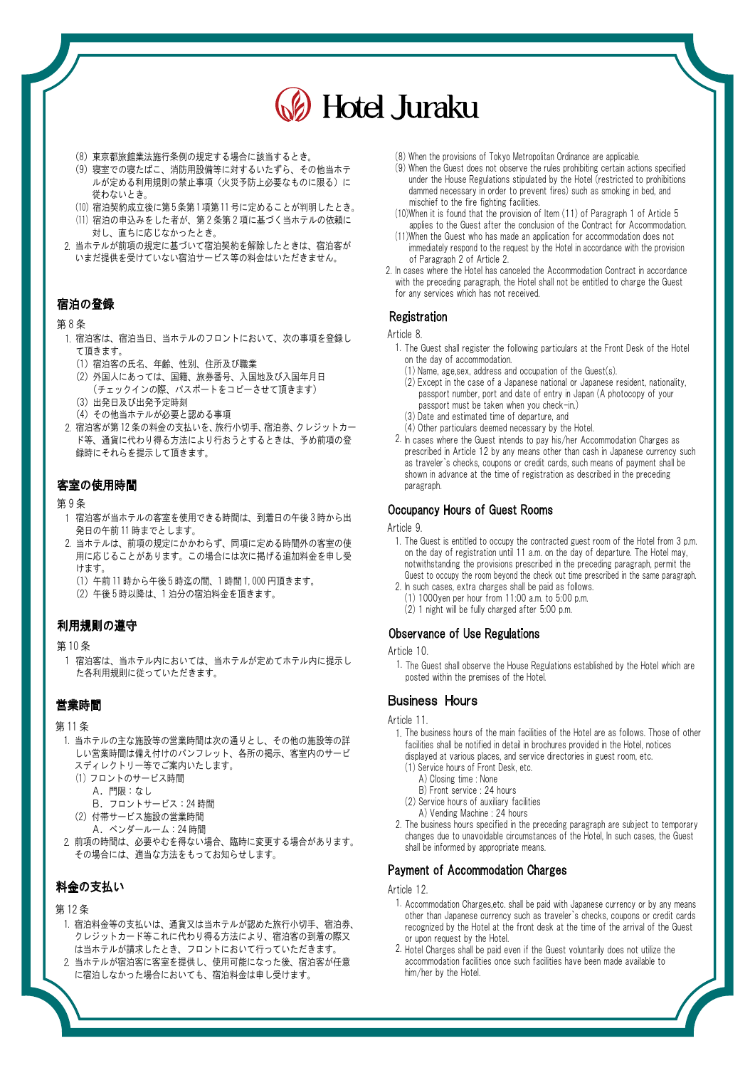# Hotel Juraku

(8) 東京都旅館業法施行条例の規定する場合に該当するとき。
(9) 寝室での寝たばこ、消防用設備等に対するいたずら、その他当ホテルが定める利用規則の禁止事項（火災予防上必要なものに限る）に従わないとき。
(10) 宿泊契約成立後に第5条第1項第11号に定めることが判明したとき。
(11) 宿泊の申込みをした者が、第2条第2項に基づく当ホテルの依頼に対し、直ちに応じなかったとき。

2. 当ホテルが前項の規定に基づいて宿泊契約を解除したときは、宿泊客がいまだ提供を受けていない宿泊サービス等の料金はいただきません。

## 宿泊の登録

第8条

1. 宿泊客は、宿泊当日、当ホテルのフロントにおいて、次の事項を登録して頂きます。
   (1) 宿泊客の氏名、年齢、性別、住所及び職業
   (2) 外国人にあっては、国籍、旅券番号、入国地及び入国年月日（チェックインの際、パスポートをコピーさせて頂きます）
   (3) 出発日及び出発予定時刻
   (4) その他当ホテルが必要と認める事項
2. 宿泊客が第12条の料金の支払いを、旅行小切手、宿泊券、クレジットカード等、通貨に代わり得る方法により行おうとするときは、予め前項の登録時にそれらを提示して頂きます。

## 客室の使用時間

第9条

1 宿泊客が当ホテルの客室を使用できる時間は、到着日の午後3時から出発日の午前11時までとします。

2. 当ホテルは、前項の規定にかかわらず、同項に定める時間外の客室の使用に応じることがあります。この場合には次に掲げる追加料金を申し受けます。
   (1) 午前11時から午後5時迄の間、1時間1,000円頂きます。
   (2) 午後5時以降は、1泊分の宿泊料金を頂きます。

## 利用規則の遵守

第10条

1 宿泊客は、当ホテル内においては、当ホテルが定めてホテル内に提示した各利用規則に従っていただきます。

## 営業時間

第11条

1. 当ホテルの主な施設等の営業時間は次の通りとし、その他の施設等の詳しい営業時間は備え付けのパンフレット、各所の掲示、客室内のサービスディレクトリー等でご案内いたします。
   (1) フロントのサービス時間
      A．門限：なし
      B．フロントサービス：24時間
   (2) 付帯サービス施設の営業時間
      A．ベンダールーム：24時間
2. 前項の時間は、必要やむを得ない場合、臨時に変更する場合があります。その場合には、適当な方法をもってお知らせします。

## 料金の支払い

第12条

1. 宿泊料金等の支払いは、通貨又は当ホテルが認めた旅行小切手、宿泊券、クレジットカード等これに代わり得る方法により、宿泊客の到着の際又は当ホテルが請求したとき、フロントにおいて行っていただきます。
2. 当ホテルが宿泊客に客室を提供し、使用可能になった後、宿泊客が任意に宿泊しなかった場合においても、宿泊料金は申し受けます。

---

(8) When the provisions of Tokyo Metropolitan Ordinance are applicable.
(9) When the Guest does not observe the rules prohibiting certain actions specified under the House Regulations stipulated by the Hotel (restricted to prohibitions dammed necessary in order to prevent fires) such as smoking in bed, and mischief to the fire fighting facilities.
(10)When it is found that the provision of Item (11) of Paragraph 1 of Article 5 applies to the Guest after the conclusion of the Contract for Accommodation.
(11)When the Guest who has made an application for accommodation does not immediately respond to the request by the Hotel in accordance with the provision of Paragraph 2 of Article 2.

2. In cases where the Hotel has canceled the Accommodation Contract in accordance with the preceding paragraph, the Hotel shall not be entitled to charge the Guest for any services which has not received.

## Registration

Article 8.

1. The Guest shall register the following particulars at the Front Desk of the Hotel on the day of accommodation.
   (1) Name, age,sex, address and occupation of the Guest(s).
   (2) Except in the case of a Japanese national or Japanese resident, nationality, passport number, port and date of entry in Japan (A photocopy of your passport must be taken when you check-in.)
   (3) Date and estimated time of departure, and
   (4) Other particulars deemed necessary by the Hotel.
2. In cases where the Guest intends to pay his/her Accommodation Charges as prescribed in Article 12 by any means other than cash in Japanese currency such as traveler`s checks, coupons or credit cards, such means of payment shall be shown in advance at the time of registration as described in the preceding paragraph.

## Occupancy Hours of Guest Rooms

Article 9.

1. The Guest is entitled to occupy the contracted guest room of the Hotel from 3 p.m. on the day of registration until 11 a.m. on the day of departure. The Hotel may, notwithstanding the provisions prescribed in the preceding paragraph, permit the Guest to occupy the room beyond the check out time prescribed in the same paragraph.
2. In such cases, extra charges shall be paid as follows.
   (1) 1000yen per hour from 11:00 a.m. to 5:00 p.m.
   (2) 1 night will be fully charged after 5:00 p.m.

## Observance of Use Regulations

Article 10.

1. The Guest shall observe the House Regulations established by the Hotel which are posted within the premises of the Hotel.

## Business Hours

Article 11.

1. The business hours of the main facilities of the Hotel are as follows. Those of other facilities shall be notified in detail in brochures provided in the Hotel, notices displayed at various places, and service directories in guest room, etc.
   (1) Service hours of Front Desk, etc.
      A) Closing time : None
      B) Front service : 24 hours
   (2) Service hours of auxiliary facilities
      A) Vending Machine : 24 hours
2. The business hours specified in the preceding paragraph are subject to temporary changes due to unavoidable circumstances of the Hotel, In such cases, the Guest shall be informed by appropriate means.

## Payment of Accommodation Charges

Article 12.

1. Accommodation Charges,etc. shall be paid with Japanese currency or by any means other than Japanese currency such as traveler`s checks, coupons or credit cards recognized by the Hotel at the front desk at the time of the arrival of the Guest or upon request by the Hotel.
2. Hotel Charges shall be paid even if the Guest voluntarily does not utilize the accommodation facilities once such facilities have been made available to him/her by the Hotel.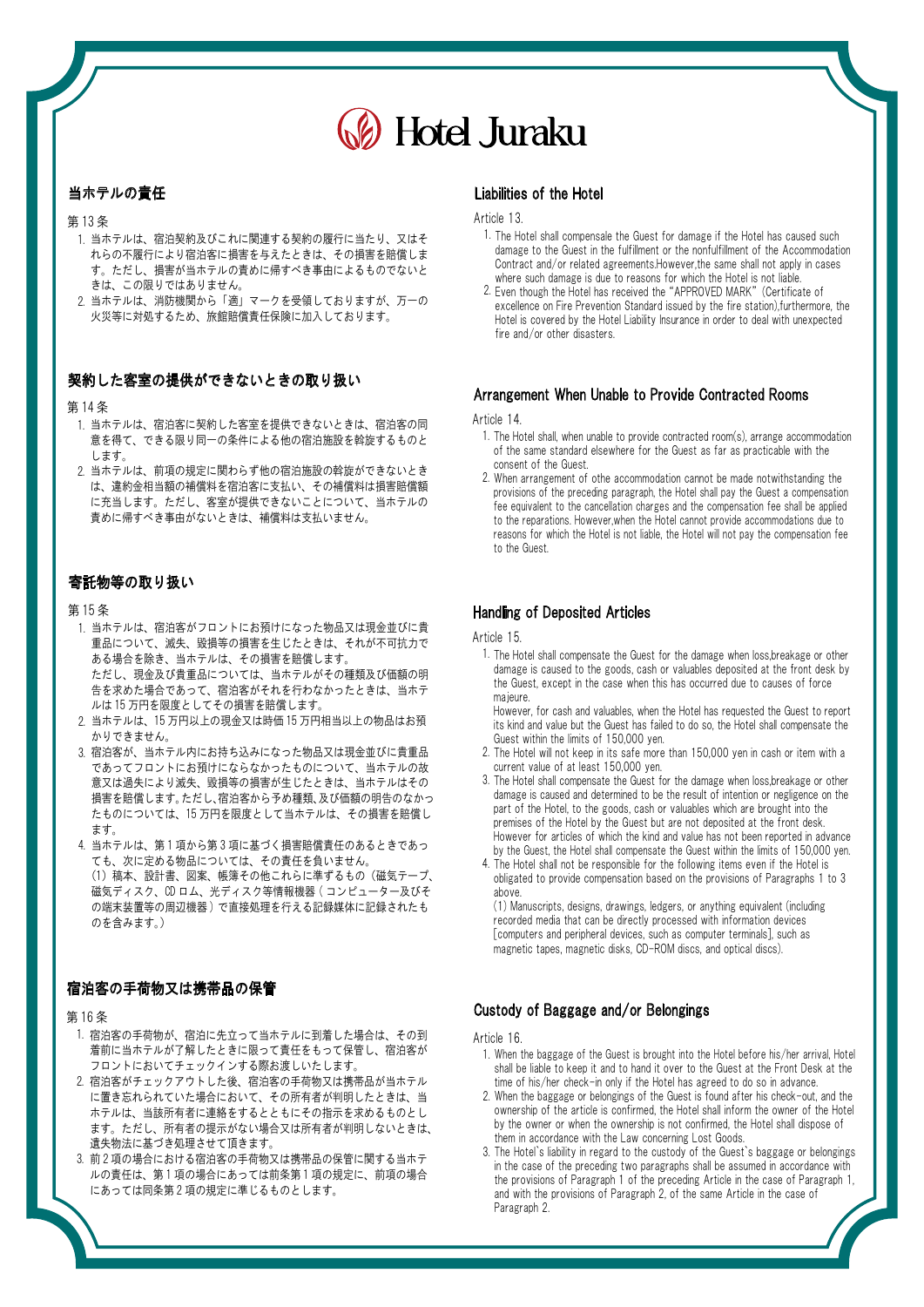# Hotel Juraku

## 当ホテルの責任

第 13 条

1. 当ホテルは、宿泊契約及びこれに関連する契約の履行に当たり、又はそれらの不履行により宿泊客に損害を与えたときは、その損害を賠償します。ただし、損害が当ホテルの責めに帰すべき事由によるものでないときは、この限りではありません。
2. 当ホテルは、消防機関から「適」マークを受領しておりますが、万一の火災等に対処するため、旅館賠償責任保険に加入しております。

## 契約した客室の提供ができないときの取り扱い

第 14 条

1. 当ホテルは、宿泊客に契約した客室を提供できないときは、宿泊客の同意を得て、できる限り同一の条件による他の宿泊施設を斡旋するものとします。
2. 当ホテルは、前項の規定に関わらず他の宿泊施設の斡旋ができないときは、違約金相当額の補償料を宿泊客に支払い、その補償料は損害賠償額に充当します。ただし、客室が提供できないことについて、当ホテルの責めに帰すべき事由がないときは、補償料は支払いません。

## 寄託物等の取り扱い

第 15 条

1. 当ホテルは、宿泊客がフロントにお預けになった物品又は現金並びに貴重品について、滅失、毀損等の損害を生じたときは、それが不可抗力である場合を除き、当ホテルは、その損害を賠償します。
   ただし、現金及び貴重品については、当ホテルがその種類及び価額の明告を求めた場合であって、宿泊客がそれを行わなかったときは、当ホテルは 15 万円を限度としてその損害を賠償します。
2. 当ホテルは、15 万円以上の現金又は時価 15 万円相当以上の物品はお預かりできません。
3. 宿泊客が、当ホテル内にお持ち込みになった物品又は現金並びに貴重品であってフロントにお預けにならなかったものについて、当ホテルの故意又は過失により滅失、毀損等の損害が生じたときは、当ホテルはその損害を賠償します。ただし、宿泊客から予め種類、及び価額の明告のなかったものについては、15 万円を限度として当ホテルは、その損害を賠償します。
4. 当ホテルは、第 1 項から第 3 項に基づく損害賠償責任のあるときであっても、次に定める物品については、その責任を負いません。
   (1) 稿本、設計書、図案、帳簿その他これらに準ずるもの（磁気テープ、磁気ディスク、CD ロム、光ディスク等情報機器 ( コンピューター及びその端末装置等の周辺機器 ) で直接処理を行える記録媒体に記録されたものを含みます。）

## 宿泊客の手荷物又は携帯品の保管

第 16 条

1. 宿泊客の手荷物が、宿泊に先立って当ホテルに到着した場合は、その到着前に当ホテルが了解したときに限って責任をもって保管し、宿泊客がフロントにおいてチェックインする際お渡しいたします。
2. 宿泊客がチェックアウトした後、宿泊客の手荷物又は携帯品が当ホテルに置き忘れられていた場合において、その所有者が判明したときは、当ホテルは、当該所有者に連絡をするとともにその指示を求めるものとします。ただし、所有者の提示がない場合又は所有者が判明しないときは、遺失物法に基づき処理させて頂きます。
3. 前 2 項の場合における宿泊客の手荷物又は携帯品の保管に関する当ホテルの責任は、第 1 項の場合にあっては前条第 1 項の規定に、前項の場合にあっては同条第 2 項の規定に準じるものとします。

## Liabilities of the Hotel

Article 13.

1. The Hotel shall compensate the Guest for damage if the Hotel has caused such damage to the Guest in the fulfillment or the nonfulfillment of the Accommodation Contract and/or related agreements.However,the same shall not apply in cases where such damage is due to reasons for which the Hotel is not liable.
2. Even though the Hotel has received the "APPROVED MARK" (Certificate of excellence on Fire Prevention Standard issued by the fire station),furthermore, the Hotel is covered by the Hotel Liability Insurance in order to deal with unexpected fire and/or other disasters.

## Arrangement When Unable to Provide Contracted Rooms

Article 14.

1. The Hotel shall, when unable to provide contracted room(s), arrange accommodation of the same standard elsewhere for the Guest as far as practicable with the consent of the Guest.
2. When arrangement of othe accommodation cannot be made notwithstanding the provisions of the preceding paragraph, the Hotel shall pay the Guest a compensation fee equivalent to the cancellation charges and the compensation fee shall be applied to the reparations. However,when the Hotel cannot provide accommodations due to reasons for which the Hotel is not liable, the Hotel will not pay the compensation fee to the Guest.

## Handling of Deposited Articles

Article 15.

1. The Hotel shall compensate the Guest for the damage when loss,breakage or other damage is caused to the goods, cash or valuables deposited at the front desk by the Guest, except in the case when this has occurred due to causes of force majeure.
   However, for cash and valuables, when the Hotel has requested the Guest to report its kind and value but the Guest has failed to do so, the Hotel shall compensate the Guest within the limits of 150,000 yen.
2. The Hotel will not keep in its safe more than 150,000 yen in cash or item with a current value of at least 150,000 yen.
3. The Hotel shall compensate the Guest for the damage when loss,breakage or other damage is caused and determined to be the result of intention or negligence on the part of the Hotel, to the goods, cash or valuables which are brought into the premises of the Hotel by the Guest but are not deposited at the front desk. However for articles of which the kind and value has not been reported in advance by the Guest, the Hotel shall compensate the Guest within the limits of 150,000 yen.
4. The Hotel shall not be responsible for the following items even if the Hotel is obligated to provide compensation based on the provisions of Paragraphs 1 to 3 above.
   (1) Manuscripts, designs, drawings, ledgers, or anything equivalent (including recorded media that can be directly processed with information devices [computers and peripheral devices, such as computer terminals], such as magnetic tapes, magnetic disks, CD-ROM discs, and optical discs).

## Custody of Baggage and/or Belongings

Article 16.

1. When the baggage of the Guest is brought into the Hotel before his/her arrival, Hotel shall be liable to keep it and to hand it over to the Guest at the Front Desk at the time of his/her check-in only if the Hotel has agreed to do so in advance.
2. When the baggage or belongings of the Guest is found after his check-out, and the ownership of the article is confirmed, the Hotel shall inform the owner of the Hotel by the owner or when the ownership is not confirmed, the Hotel shall dispose of them in accordance with the Law concerning Lost Goods.
3. The Hotel`s liability in regard to the custody of the Guest`s baggage or belongings in the case of the preceding two paragraphs shall be assumed in accordance with the provisions of Paragraph 1 of the preceding Article in the case of Paragraph 1, and with the provisions of Paragraph 2, of the same Article in the case of Paragraph 2.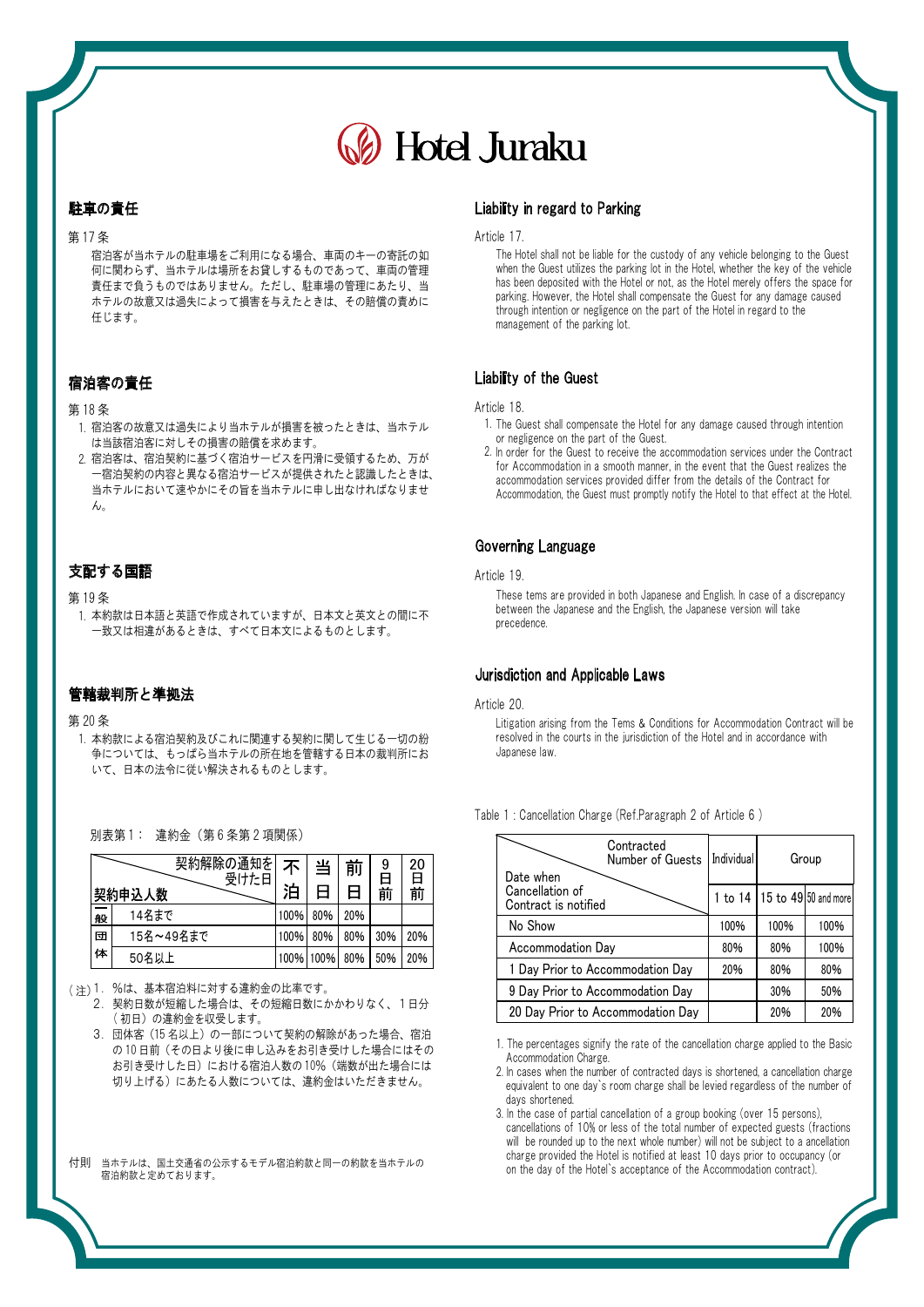# Hotel Juraku

## 駐車の責任

第 17 条

宿泊客が当ホテルの駐車場をご利用になる場合、車両のキーの寄託の如何に関わらず、当ホテルは場所をお貸しするものであって、車両の管理責任まで負うものではありません。ただし、駐車場の管理にあたり、当ホテルの故意又は過失によって損害を与えたときは、その賠償の責めに任じます。

## 宿泊客の責任

第 18 条

1. 宿泊客の故意又は過失により当ホテルが損害を被ったときは、当ホテルは当該宿泊客に対しその損害の賠償を求めます。
2. 宿泊客は、宿泊契約に基づく宿泊サービスを円滑に受領するため、万が一宿泊契約の内容と異なる宿泊サービスが提供されたと認識したときは、当ホテルにおいて速やかにその旨を当ホテルに申し出なければなりません。

## 支配する国語

第 19 条

1. 本約款は日本語と英語で作成されていますが、日本文と英文との間に不一致又は相違があるときは、すべて日本文によるものとします。

## 管轄裁判所と準拠法

第 20 条

1. 本約款による宿泊契約及びこれに関連する契約に関して生じる一切の紛争については、もっぱら当ホテルの所在地を管轄する日本の裁判所において、日本の法令に従い解決されるものとします。

別表第 1： 違約金（第 6 条第 2 項関係）

| 契約申込人数 ＼ 契約解除の通知を受けた日 | | 不泊 | 当日 | 前日 | 9日前 | 20日前 |
|---|---|---|---|---|---|---|
| 一般 | 14名まで | 100% | 80% | 20% | | |
| 団体 | 15名～49名まで | 100% | 80% | 80% | 30% | 20% |
| | 50名以上 | 100% | 100% | 80% | 50% | 20% |

（注）1. %は、基本宿泊料に対する違約金の比率です。
2. 契約日数が短縮した場合は、その短縮日数にかかわりなく、1 日分（初日）の違約金を収受します。
3. 団体客（15 名以上）の一部について契約の解除があった場合、宿泊の 10 日前（その日より後に申し込みをお引き受けした場合にはそのお引き受けした日）における宿泊人数の 10%（端数が出た場合には切り上げる）にあたる人数については、違約金はいただきません。

付則 当ホテルは、国土交通省の公示するモデル宿泊約款と同一の約款を当ホテルの宿泊約款と定めております。

## Liability in regard to Parking

Article 17.

The Hotel shall not be liable for the custody of any vehicle belonging to the Guest when the Guest utilizes the parking lot in the Hotel, whether the key of the vehicle has been deposited with the Hotel or not, as the Hotel merely offers the space for parking. However, the Hotel shall compensate the Guest for any damage caused through intention or negligence on the part of the Hotel in regard to the management of the parking lot.

## Liability of the Guest

Article 18.

1. The Guest shall compensate the Hotel for any damage caused through intention or negligence on the part of the Guest.
2. In order for the Guest to receive the accommodation services under the Contract for Accommodation in a smooth manner, in the event that the Guest realizes the accommodation services provided differ from the details of the Contract for Accommodation, the Guest must promptly notify the Hotel to that effect at the Hotel.

## Governing Language

Article 19.

These tems are provided in both Japanese and English. In case of a discrepancy between the Japanese and the English, the Japanese version will take precedence.

## Jurisdiction and Applicable Laws

Article 20.

Litigation arising from the Tems & Conditions for Accommodation Contract will be resolved in the courts in the jurisdiction of the Hotel and in accordance with Japanese law.

Table 1 : Cancellation Charge (Ref.Paragraph 2 of Article 6 )

| Date when Cancellation of Contract is notified ＼ Contracted Number of Guests | Individual | Group | |
|---|---|---|---|
| | 1 to 14 | 15 to 49 | 50 and more |
| No Show | 100% | 100% | 100% |
| Accommodation Day | 80% | 80% | 100% |
| 1 Day Prior to Accommodation Day | 20% | 80% | 80% |
| 9 Day Prior to Accommodation Day | | 30% | 50% |
| 20 Day Prior to Accommodation Day | | 20% | 20% |

1. The percentages signify the rate of the cancellation charge applied to the Basic Accommodation Charge.
2. In cases when the number of contracted days is shortened, a cancellation charge equivalent to one day`s room charge shall be levied regardless of the number of days shortened.
3. In the case of partial cancellation of a group booking (over 15 persons), cancellations of 10% or less of the total number of expected guests (fractions will be rounded up to the next whole number) will not be subject to a ancellation charge provided the Hotel is notified at least 10 days prior to occupancy (or on the day of the Hotel`s acceptance of the Accommodation contract).